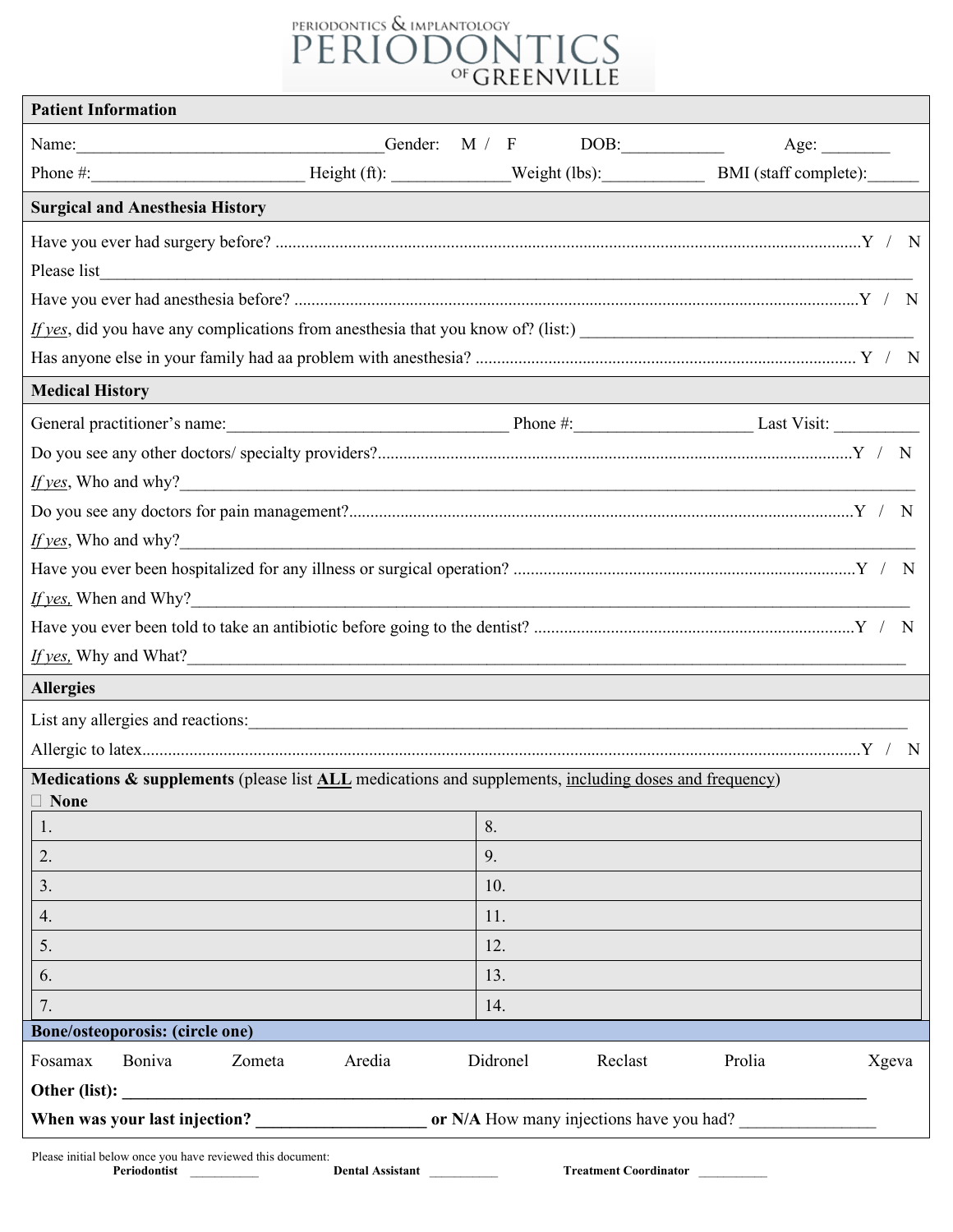PERIODONTICS & IMPLANTOLOGY
# PERIODONTICS OF GREENVILLE

## Patient Information

Name:___________________________________ Gender: M / F DOB:____________ Age: ________

Phone #:________________________ Height (ft): _____________ Weight (lbs):___________ BMI (staff complete):______

## Surgical and Anesthesia History

Have you ever had surgery before? ....................................................................................................................... Y / N

Please list___________________________________________________________________________________________

Have you ever had anesthesia before? ................................................................................................................... Y / N

*If yes*, did you have any complications from anesthesia that you know of? (list:) ________________________________________

Has anyone else in your family had aa problem with anesthesia? ........................................................................ Y / N

## Medical History

General practitioner's name:_________________________________ Phone #:____________________ Last Visit: __________

Do you see any other doctors/ specialty providers?.............................................................................................. Y / N

*If yes*, Who and why?_____________________________________________________________________________________

Do you see any doctors for pain management?..................................................................................................... Y / N

*If yes*, Who and why?_____________________________________________________________________________________

Have you ever been hospitalized for any illness or surgical operation? ............................................................... Y / N

*If yes,* When and Why?____________________________________________________________________________________

Have you ever been told to take an antibiotic before going to the dentist? .......................................................... Y / N

*If yes,* Why and What?____________________________________________________________________________________

## Allergies

List any allergies and reactions:__________________________________________________________________________

Allergic to latex...................................................................................................................................................... Y / N

## Medications & supplements (please list **ALL** medications and supplements, including doses and frequency)

☐ **None**

| | |
|---|---|
| 1. | 8. |
| 2. | 9. |
| 3. | 10. |
| 4. | 11. |
| 5. | 12. |
| 6. | 13. |
| 7. | 14. |

## Bone/osteoporosis: (circle one)

Fosamax Boniva Zometa Aredia Didronel Reclast Prolia Xgeva

**Other (list): ________________________________________________________________________**

**When was your last injection? ____________________ or N/A** How many injections have you had? _______________

Please initial below once you have reviewed this document:

**Periodontist** __________ **Dental Assistant** __________ **Treatment Coordinator** __________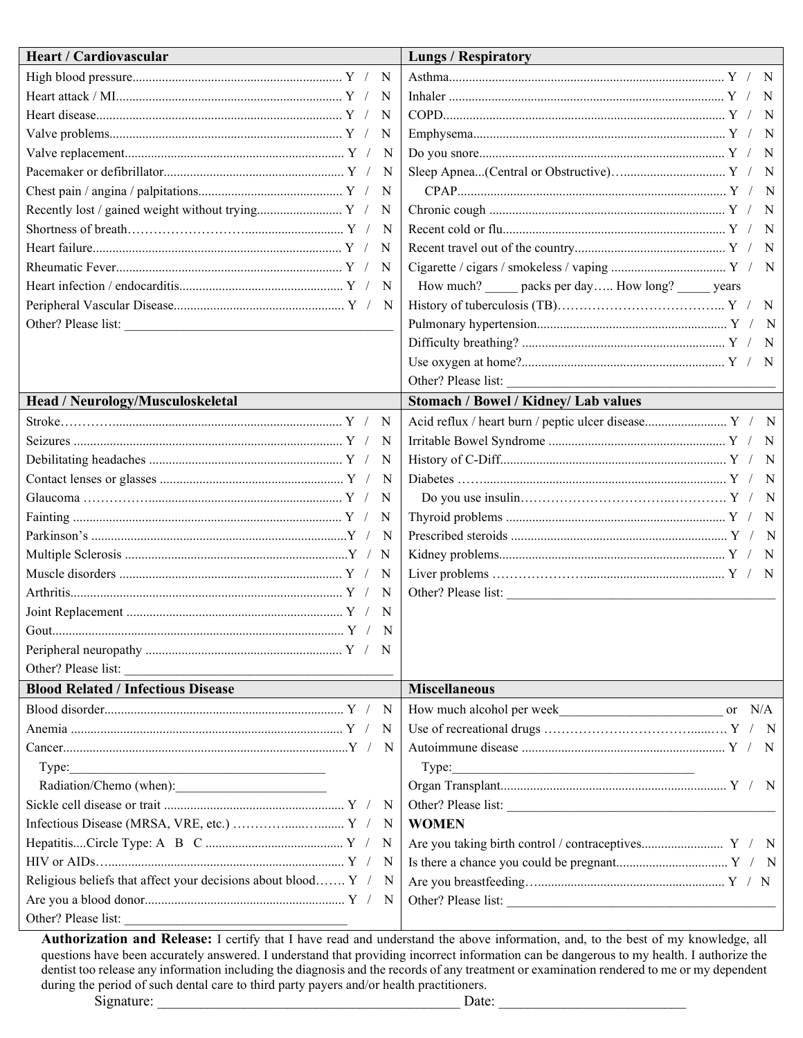## Heart / Cardiovascular

- High blood pressure ........ Y / N
- Heart attack / MI ........ Y / N
- Heart disease ........ Y / N
- Valve problems ........ Y / N
- Valve replacement ........ Y / N
- Pacemaker or defibrillator ........ Y / N
- Chest pain / angina / palpitations ........ Y / N
- Recently lost / gained weight without trying ........ Y / N
- Shortness of breath ........ Y / N
- Heart failure ........ Y / N
- Rheumatic Fever ........ Y / N
- Heart infection / endocarditis ........ Y / N
- Peripheral Vascular Disease ........ Y / N
- Other? Please list: ____________________________________________

## Lungs / Respiratory

- Asthma ........ Y / N
- Inhaler ........ Y / N
- COPD ........ Y / N
- Emphysema ........ Y / N
- Do you snore ........ Y / N
- Sleep Apnea...(Central or Obstructive) ........ Y / N
  - CPAP ........ Y / N
- Chronic cough ........ Y / N
- Recent cold or flu ........ Y / N
- Recent travel out of the country ........ Y / N
- Cigarette / cigars / smokeless / vaping ........ Y / N
  - How much? _____ packs per day….. How long? _____ years
- History of tuberculosis (TB) ........ Y / N
- Pulmonary hypertension ........ Y / N
- Difficulty breathing? ........ Y / N
- Use oxygen at home? ........ Y / N
- Other? Please list: ____________________________________________

## Head / Neurology/Musculoskeletal

- Stroke ........ Y / N
- Seizures ........ Y / N
- Debilitating headaches ........ Y / N
- Contact lenses or glasses ........ Y / N
- Glaucoma ........ Y / N
- Fainting ........ Y / N
- Parkinson's ........ Y / N
- Multiple Sclerosis ........ Y / N
- Muscle disorders ........ Y / N
- Arthritis ........ Y / N
- Joint Replacement ........ Y / N
- Gout ........ Y / N
- Peripheral neuropathy ........ Y / N
- Other? Please list: ____________________________________________

## Stomach / Bowel / Kidney/ Lab values

- Acid reflux / heart burn / peptic ulcer disease ........ Y / N
- Irritable Bowel Syndrome ........ Y / N
- History of C-Diff ........ Y / N
- Diabetes ........ Y / N
  - Do you use insulin ........ Y / N
- Thyroid problems ........ Y / N
- Prescribed steroids ........ Y / N
- Kidney problems ........ Y / N
- Liver problems ........ Y / N
- Other? Please list: ____________________________________________

## Blood Related / Infectious Disease

- Blood disorder ........ Y / N
- Anemia ........ Y / N
- Cancer ........ Y / N
  - Type: ________________________________________
  - Radiation/Chemo (when): ______________________
- Sickle cell disease or trait ........ Y / N
- Infectious Disease (MRSA, VRE, etc.) ........ Y / N
- Hepatitis....Circle Type: A B C ........ Y / N
- HIV or AIDs ........ Y / N
- Religious beliefs that affect your decisions about blood ........ Y / N
- Are you a blood donor ........ Y / N
- Other? Please list: __________________________________

## Miscellaneous

- How much alcohol per week_________________________ or N/A
- Use of recreational drugs ........ Y / N
- Autoimmune disease ........ Y / N
  - Type: ______________________________________
- Organ Transplant ........ Y / N
- Other? Please list: ____________________________________________

**WOMEN**

- Are you taking birth control / contraceptives ........ Y / N
- Is there a chance you could be pregnant ........ Y / N
- Are you breastfeeding ........ Y / N
- Other? Please list: ____________________________________________

**Authorization and Release:** I certify that I have read and understand the above information, and, to the best of my knowledge, all questions have been accurately answered. I understand that providing incorrect information can be dangerous to my health. I authorize the dentist too release any information including the diagnosis and the records of any treatment or examination rendered to me or my dependent during the period of such dental care to third party payers and/or health practitioners.

Signature: ___________________________________________ Date: __________________________